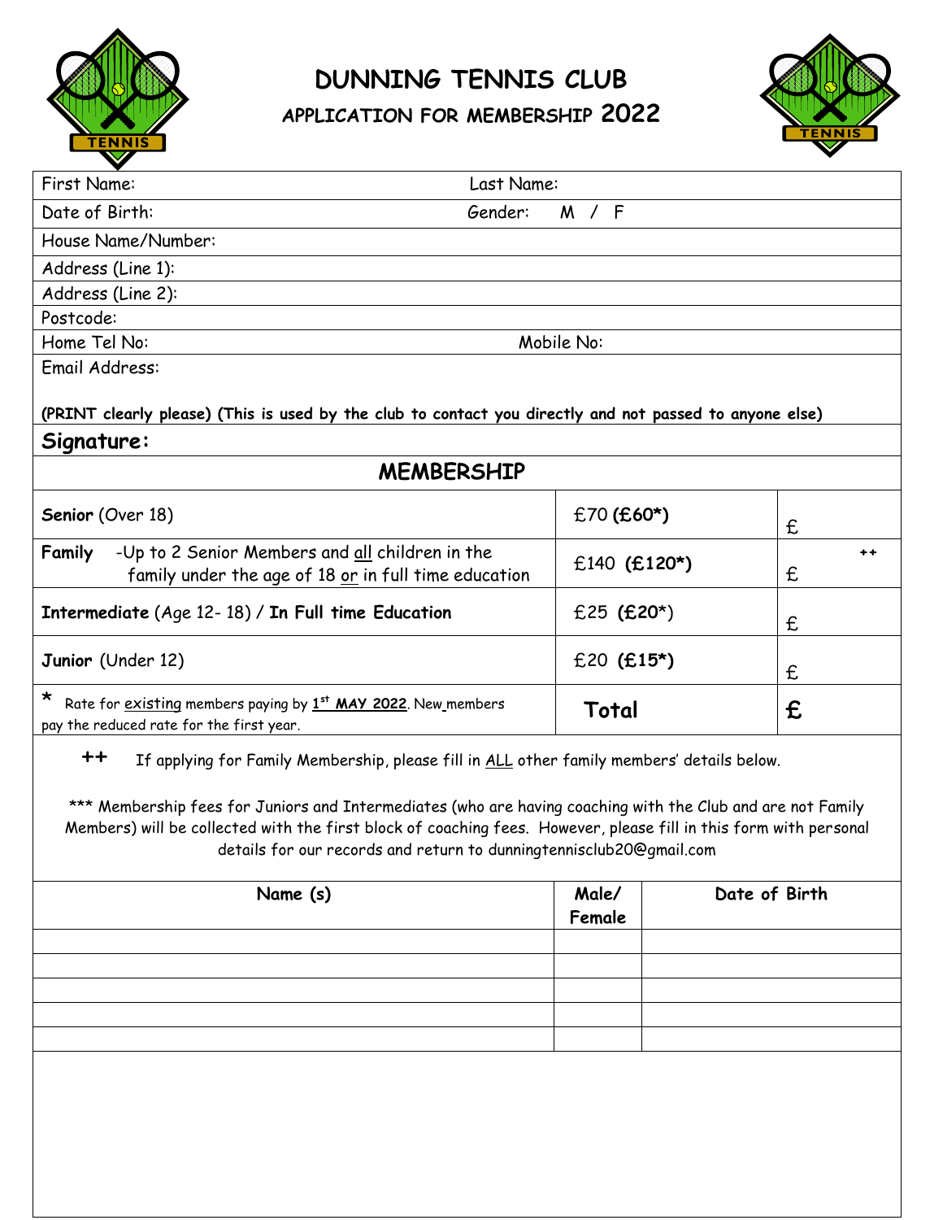# DUNNING TENNIS CLUB

## APPLICATION FOR MEMBERSHIP 2022

| First Name: | Last Name: |
|---|---|
| Date of Birth: | Gender: M / F |
| House Name/Number: | |
| Address (Line 1): | |
| Address (Line 2): | |
| Postcode: | |
| Home Tel No: | Mobile No: |
| Email Address: | |

**(PRINT clearly please) (This is used by the club to contact you directly and not passed to anyone else)**

**Signature:**

## MEMBERSHIP

| | | |
|---|---|---|
| **Senior** (Over 18) | £70 **(£60*)** | £ |
| **Family** -Up to 2 Senior Members and all children in the family under the age of 18 or in full time education | £140 **(£120*)** | ++ £ |
| **Intermediate** (Age 12- 18) / **In Full time Education** | £25 **(£20*)** | £ |
| **Junior** (Under 12) | £20 **(£15*)** | £ |
| * Rate for existing members paying by 1st **MAY 2022**. New members pay the reduced rate for the first year. | **Total** | **£** |

**++** If applying for Family Membership, please fill in ALL other family members' details below.

*** Membership fees for Juniors and Intermediates (who are having coaching with the Club and are not Family Members) will be collected with the first block of coaching fees. However, please fill in this form with personal details for our records and return to dunningtennisclub20@gmail.com

| Name (s) | Male/ Female | Date of Birth |
|---|---|---|
| | | |
| | | |
| | | |
| | | |
| | | |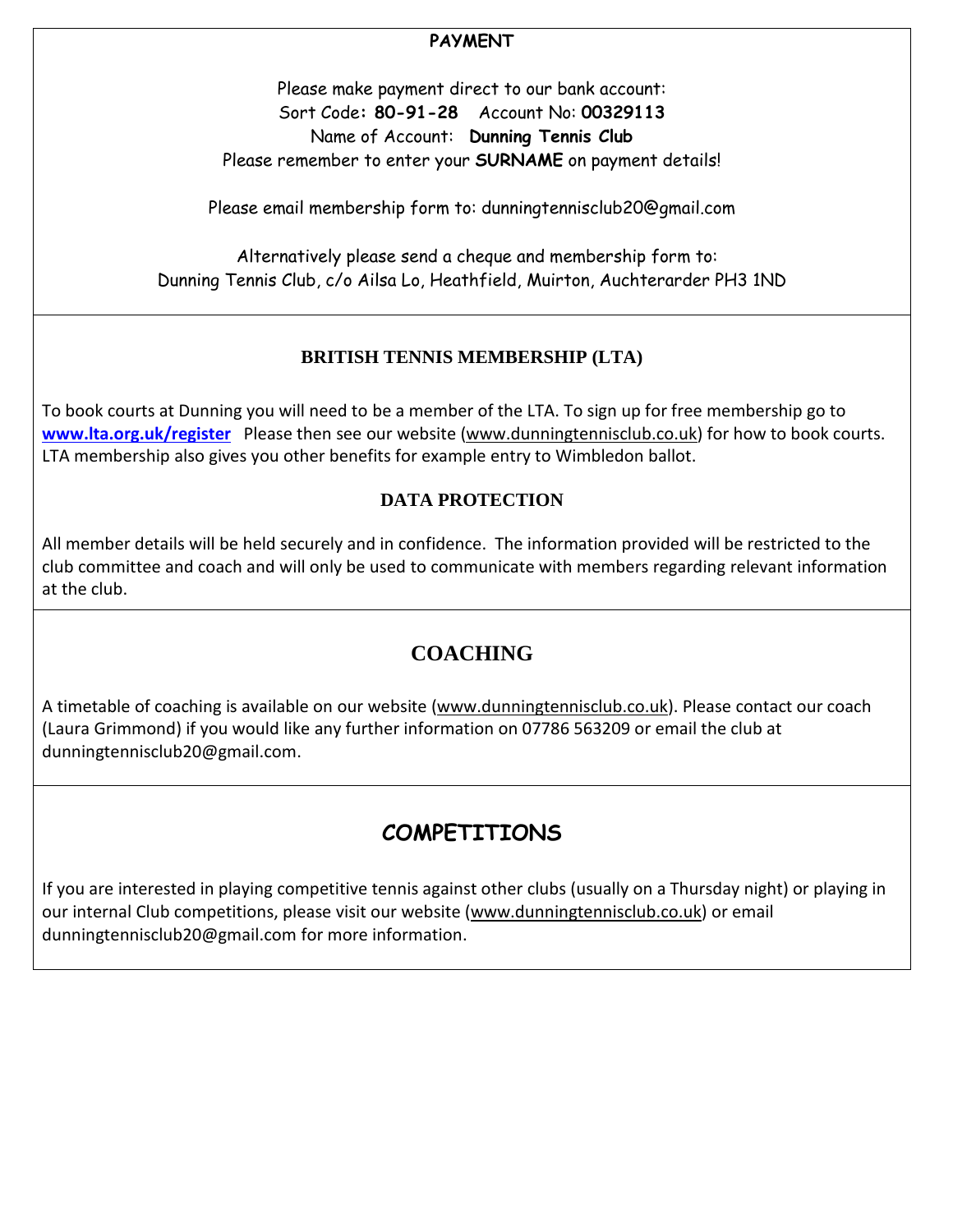## PAYMENT

Please make payment direct to our bank account:
Sort Code: **80-91-28** Account No: **00329113**
Name of Account: **Dunning Tennis Club**
Please remember to enter your **SURNAME** on payment details!

Please email membership form to: dunningtennisclub20@gmail.com

Alternatively please send a cheque and membership form to:
Dunning Tennis Club, c/o Ailsa Lo, Heathfield, Muirton, Auchterarder PH3 1ND

## BRITISH TENNIS MEMBERSHIP (LTA)

To book courts at Dunning you will need to be a member of the LTA. To sign up for free membership go to **www.lta.org.uk/register** Please then see our website (www.dunningtennisclub.co.uk) for how to book courts. LTA membership also gives you other benefits for example entry to Wimbledon ballot.

## DATA PROTECTION

All member details will be held securely and in confidence. The information provided will be restricted to the club committee and coach and will only be used to communicate with members regarding relevant information at the club.

## COACHING

A timetable of coaching is available on our website (www.dunningtennisclub.co.uk). Please contact our coach (Laura Grimmond) if you would like any further information on 07786 563209 or email the club at dunningtennisclub20@gmail.com.

## COMPETITIONS

If you are interested in playing competitive tennis against other clubs (usually on a Thursday night) or playing in our internal Club competitions, please visit our website (www.dunningtennisclub.co.uk) or email dunningtennisclub20@gmail.com for more information.